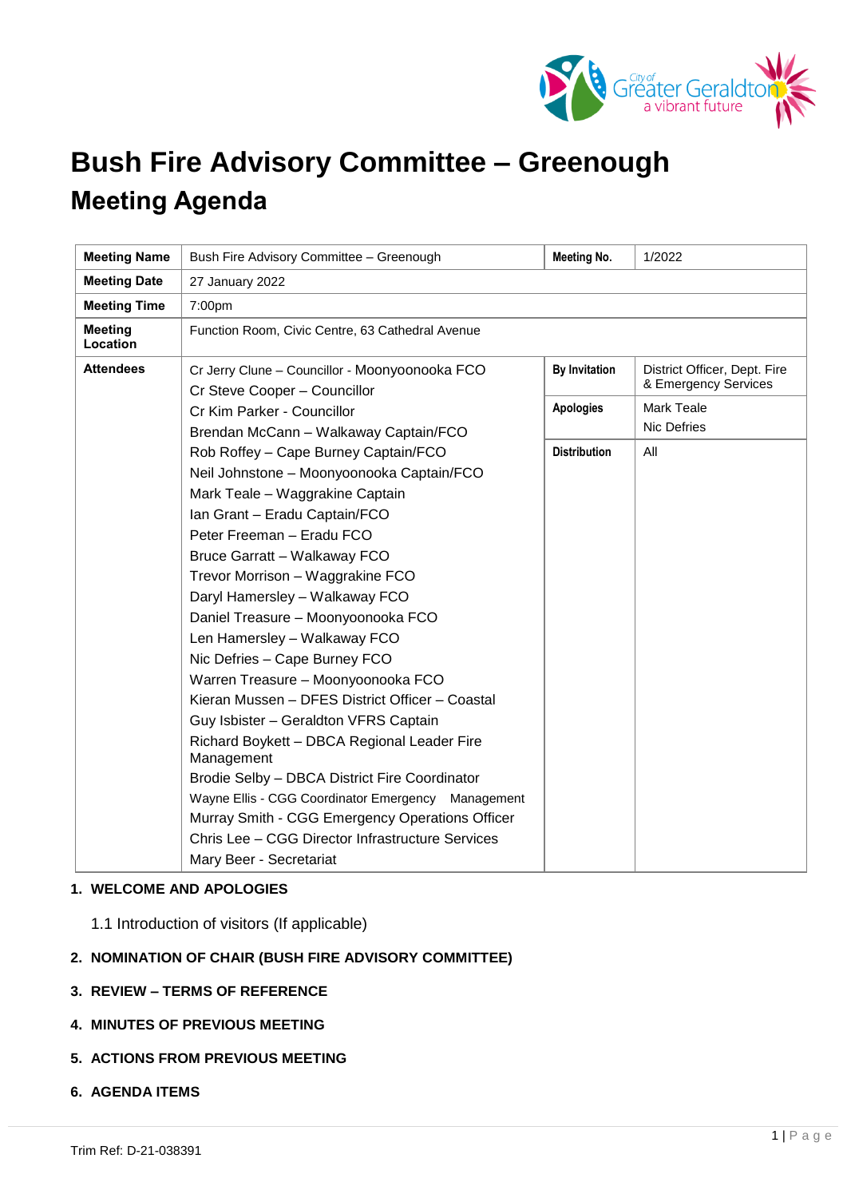# Bush Fire Advisory Committee – Greenough

## Meeting Agenda

| **Meeting Name** | Bush Fire Advisory Committee – Greenough | **Meeting No.** | 1/2022 |
|---|---|---|---|
| **Meeting Date** | 27 January 2022 | | |
| **Meeting Time** | 7:00pm | | |
| **Meeting Location** | Function Room, Civic Centre, 63 Cathedral Avenue | | |
| **Attendees** | Cr Jerry Clune – Councillor - Moonyoonooka FCO<br>Cr Steve Cooper – Councillor<br>Cr Kim Parker - Councillor<br>Brendan McCann – Walkaway Captain/FCO<br>Rob Roffey – Cape Burney Captain/FCO<br>Neil Johnstone – Moonyoonooka Captain/FCO<br>Mark Teale – Waggrakine Captain<br>Ian Grant – Eradu Captain/FCO<br>Peter Freeman – Eradu FCO<br>Bruce Garratt – Walkaway FCO<br>Trevor Morrison – Waggrakine FCO<br>Daryl Hamersley – Walkaway FCO<br>Daniel Treasure – Moonyoonooka FCO<br>Len Hamersley – Walkaway FCO<br>Nic Defries – Cape Burney FCO<br>Warren Treasure – Moonyoonooka FCO<br>Kieran Mussen – DFES District Officer – Coastal<br>Guy Isbister – Geraldton VFRS Captain<br>Richard Boykett – DBCA Regional Leader Fire Management<br>Brodie Selby – DBCA District Fire Coordinator<br>Wayne Ellis - CGG Coordinator Emergency Management<br>Murray Smith - CGG Emergency Operations Officer<br>Chris Lee – CGG Director Infrastructure Services<br>Mary Beer - Secretariat | **By Invitation** | District Officer, Dept. Fire & Emergency Services |
| | | **Apologies** | Mark Teale<br>Nic Defries |
| | | **Distribution** | All |

1. **WELCOME AND APOLOGIES**

   1.1 Introduction of visitors (If applicable)

2. **NOMINATION OF CHAIR (BUSH FIRE ADVISORY COMMITTEE)**

3. **REVIEW – TERMS OF REFERENCE**

4. **MINUTES OF PREVIOUS MEETING**

5. **ACTIONS FROM PREVIOUS MEETING**

6. **AGENDA ITEMS**

Trim Ref: D-21-038391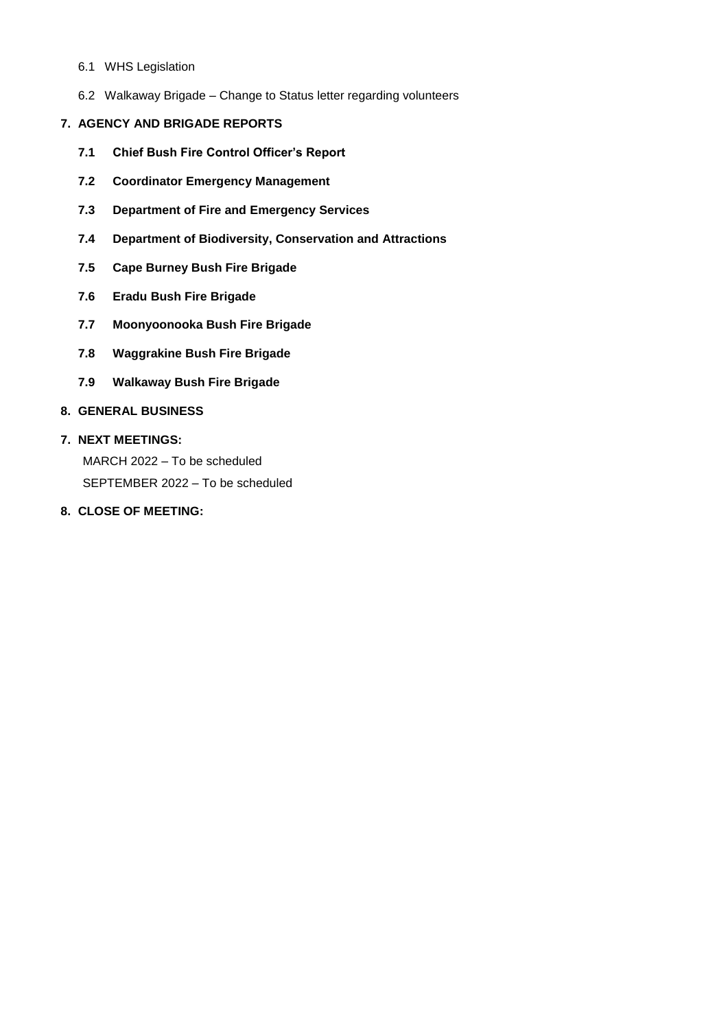6.1 WHS Legislation

6.2 Walkaway Brigade – Change to Status letter regarding volunteers

**7. AGENCY AND BRIGADE REPORTS**

**7.1 Chief Bush Fire Control Officer's Report**

**7.2 Coordinator Emergency Management**

**7.3 Department of Fire and Emergency Services**

**7.4 Department of Biodiversity, Conservation and Attractions**

**7.5 Cape Burney Bush Fire Brigade**

**7.6 Eradu Bush Fire Brigade**

**7.7 Moonyoonooka Bush Fire Brigade**

**7.8 Waggrakine Bush Fire Brigade**

**7.9 Walkaway Bush Fire Brigade**

**8. GENERAL BUSINESS**

**7. NEXT MEETINGS:**

MARCH 2022 – To be scheduled

SEPTEMBER 2022 – To be scheduled

**8. CLOSE OF MEETING:**